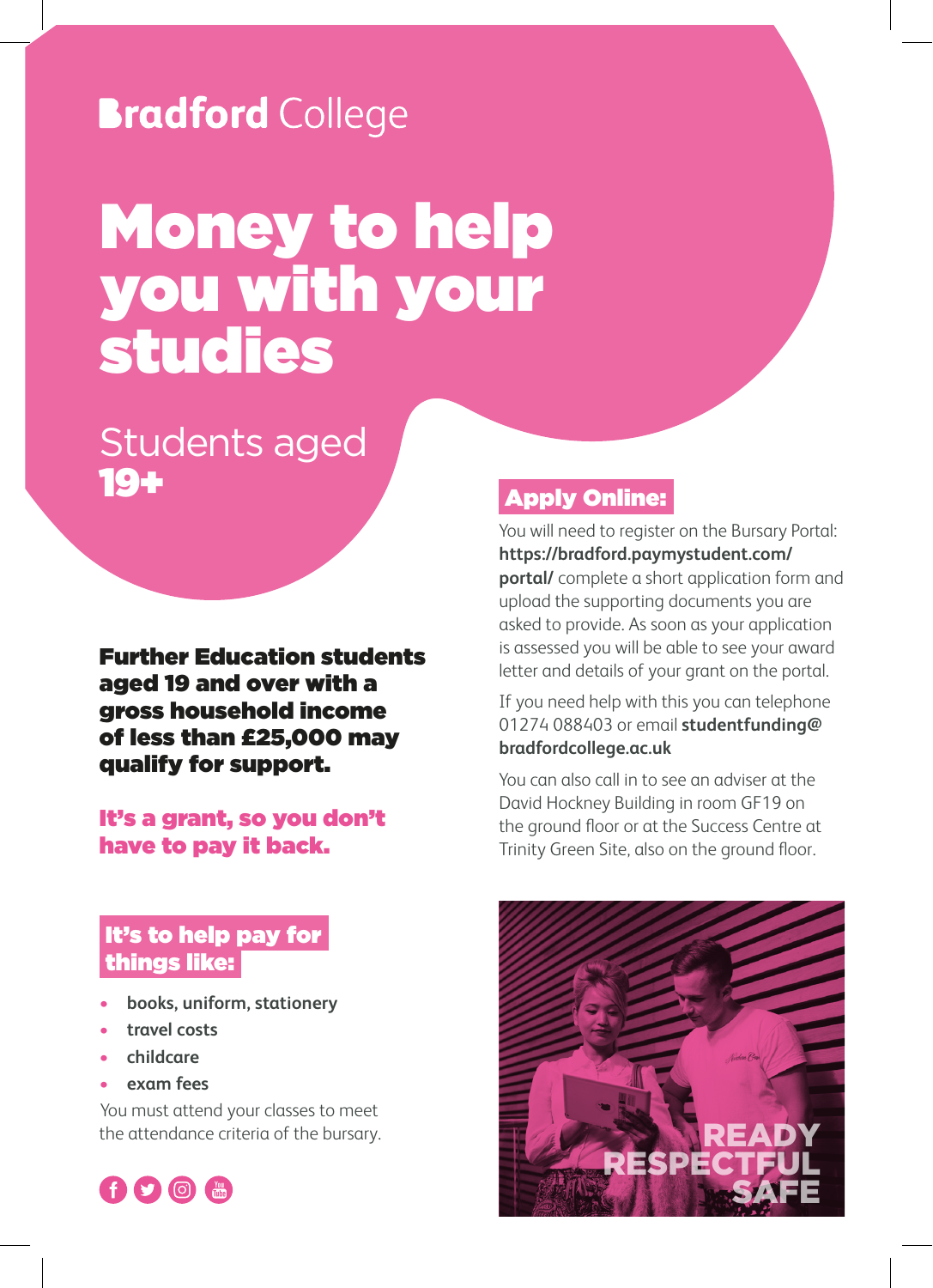Bradford College

# Money to help you with your studies

## Students aged 19+

**Further Education students aged 19 and over with a gross household income of less than £25,000 may qualify for support.**

**It's a grant, so you don't have to pay it back.**

### It's to help pay for things like:

- books, uniform, stationery
- travel costs
- childcare
- exam fees

You must attend your classes to meet the attendance criteria of the bursary.

### Apply Online:

You will need to register on the Bursary Portal: **https://bradford.paymystudent.com/portal/** complete a short application form and upload the supporting documents you are asked to provide. As soon as your application is assessed you will be able to see your award letter and details of your grant on the portal.

If you need help with this you can telephone 01274 088403 or email **studentfunding@bradfordcollege.ac.uk**

You can also call in to see an adviser at the David Hockney Building in room GF19 on the ground floor or at the Success Centre at Trinity Green Site, also on the ground floor.

READY
RESPECTFUL
SAFE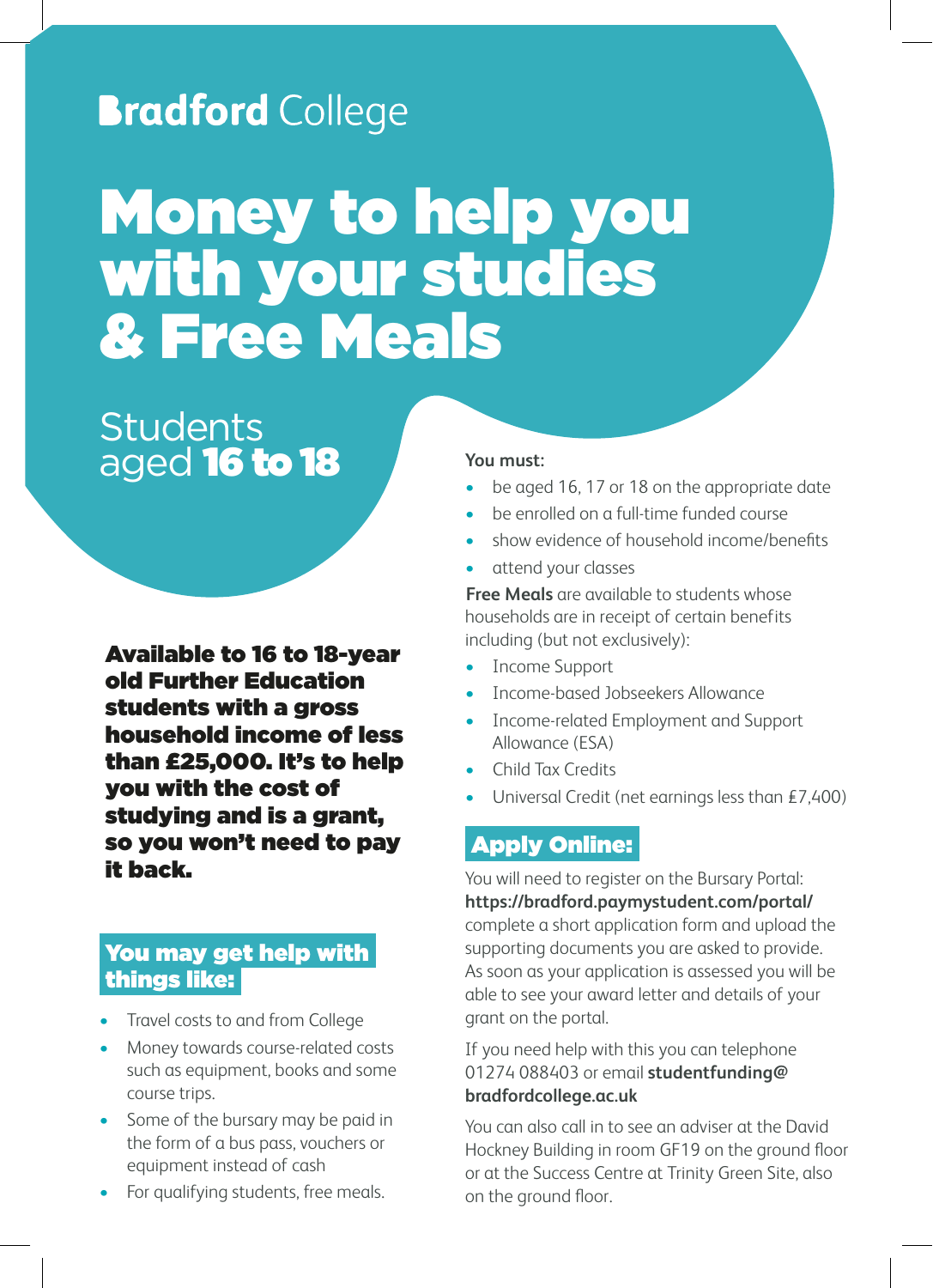Bradford College

# Money to help you with your studies & Free Meals

## Students aged **16 to 18**

**Available to 16 to 18-year old Further Education students with a gross household income of less than £25,000. It's to help you with the cost of studying and is a grant, so you won't need to pay it back.**

### You may get help with things like:

- Travel costs to and from College
- Money towards course-related costs such as equipment, books and some course trips.
- Some of the bursary may be paid in the form of a bus pass, vouchers or equipment instead of cash
- For qualifying students, free meals.

**You must:**

- be aged 16, 17 or 18 on the appropriate date
- be enrolled on a full-time funded course
- show evidence of household income/benefits
- attend your classes

**Free Meals** are available to students whose households are in receipt of certain benefits including (but not exclusively):

- Income Support
- Income-based Jobseekers Allowance
- Income-related Employment and Support Allowance (ESA)
- Child Tax Credits
- Universal Credit (net earnings less than £7,400)

### Apply Online:

You will need to register on the Bursary Portal: **https://bradford.paymystudent.com/portal/** complete a short application form and upload the supporting documents you are asked to provide. As soon as your application is assessed you will be able to see your award letter and details of your grant on the portal.

If you need help with this you can telephone 01274 088403 or email **studentfunding@bradfordcollege.ac.uk**

You can also call in to see an adviser at the David Hockney Building in room GF19 on the ground floor or at the Success Centre at Trinity Green Site, also on the ground floor.